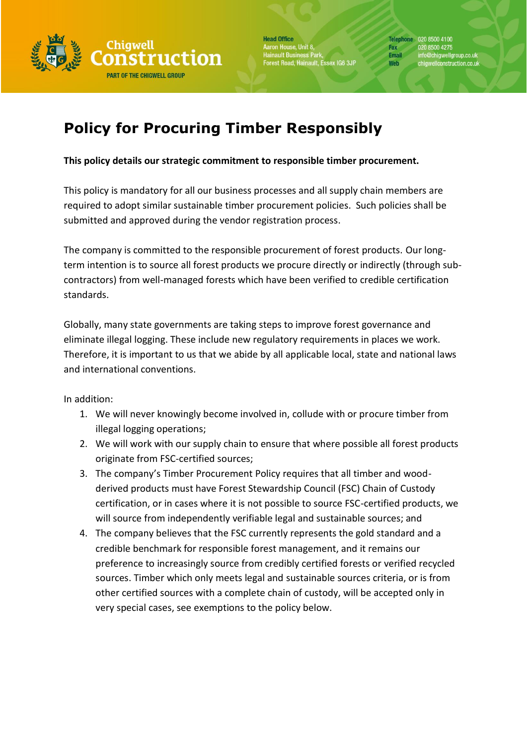# Policy for Procuring Timber Responsibly

**This policy details our strategic commitment to responsible timber procurement.**

This policy is mandatory for all our business processes and all supply chain members are required to adopt similar sustainable timber procurement policies. Such policies shall be submitted and approved during the vendor registration process.

The company is committed to the responsible procurement of forest products. Our long-term intention is to source all forest products we procure directly or indirectly (through sub-contractors) from well-managed forests which have been verified to credible certification standards.

Globally, many state governments are taking steps to improve forest governance and eliminate illegal logging. These include new regulatory requirements in places we work. Therefore, it is important to us that we abide by all applicable local, state and national laws and international conventions.

In addition:

1. We will never knowingly become involved in, collude with or procure timber from illegal logging operations;
2. We will work with our supply chain to ensure that where possible all forest products originate from FSC-certified sources;
3. The company's Timber Procurement Policy requires that all timber and wood-derived products must have Forest Stewardship Council (FSC) Chain of Custody certification, or in cases where it is not possible to source FSC-certified products, we will source from independently verifiable legal and sustainable sources; and
4. The company believes that the FSC currently represents the gold standard and a credible benchmark for responsible forest management, and it remains our preference to increasingly source from credibly certified forests or verified recycled sources. Timber which only meets legal and sustainable sources criteria, or is from other certified sources with a complete chain of custody, will be accepted only in very special cases, see exemptions to the policy below.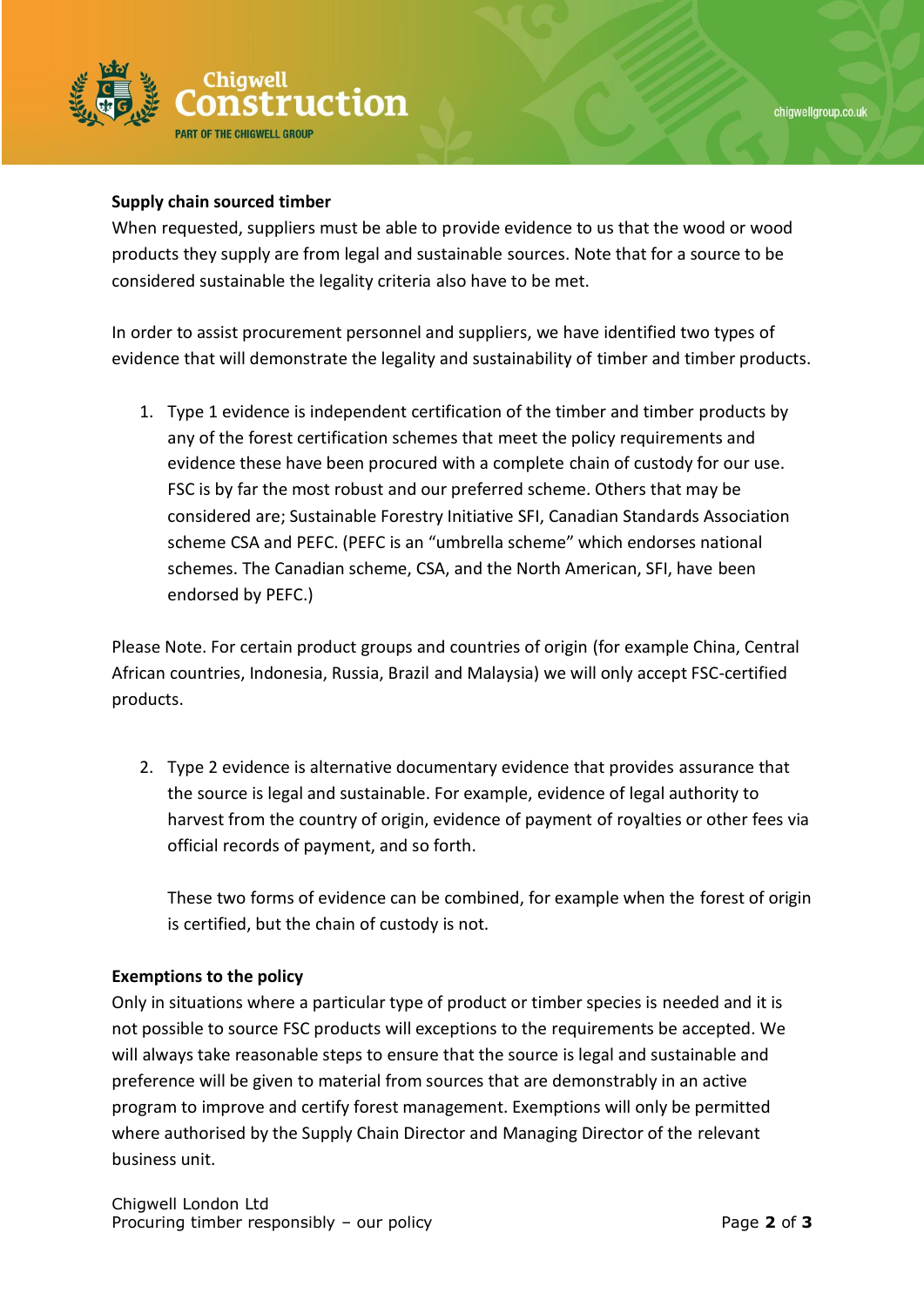**Supply chain sourced timber**

When requested, suppliers must be able to provide evidence to us that the wood or wood products they supply are from legal and sustainable sources. Note that for a source to be considered sustainable the legality criteria also have to be met.

In order to assist procurement personnel and suppliers, we have identified two types of evidence that will demonstrate the legality and sustainability of timber and timber products.

1. Type 1 evidence is independent certification of the timber and timber products by any of the forest certification schemes that meet the policy requirements and evidence these have been procured with a complete chain of custody for our use. FSC is by far the most robust and our preferred scheme. Others that may be considered are; Sustainable Forestry Initiative SFI, Canadian Standards Association scheme CSA and PEFC. (PEFC is an "umbrella scheme" which endorses national schemes. The Canadian scheme, CSA, and the North American, SFI, have been endorsed by PEFC.)

Please Note. For certain product groups and countries of origin (for example China, Central African countries, Indonesia, Russia, Brazil and Malaysia) we will only accept FSC-certified products.

2. Type 2 evidence is alternative documentary evidence that provides assurance that the source is legal and sustainable. For example, evidence of legal authority to harvest from the country of origin, evidence of payment of royalties or other fees via official records of payment, and so forth.

   These two forms of evidence can be combined, for example when the forest of origin is certified, but the chain of custody is not.

**Exemptions to the policy**

Only in situations where a particular type of product or timber species is needed and it is not possible to source FSC products will exceptions to the requirements be accepted. We will always take reasonable steps to ensure that the source is legal and sustainable and preference will be given to material from sources that are demonstrably in an active program to improve and certify forest management. Exemptions will only be permitted where authorised by the Supply Chain Director and Managing Director of the relevant business unit.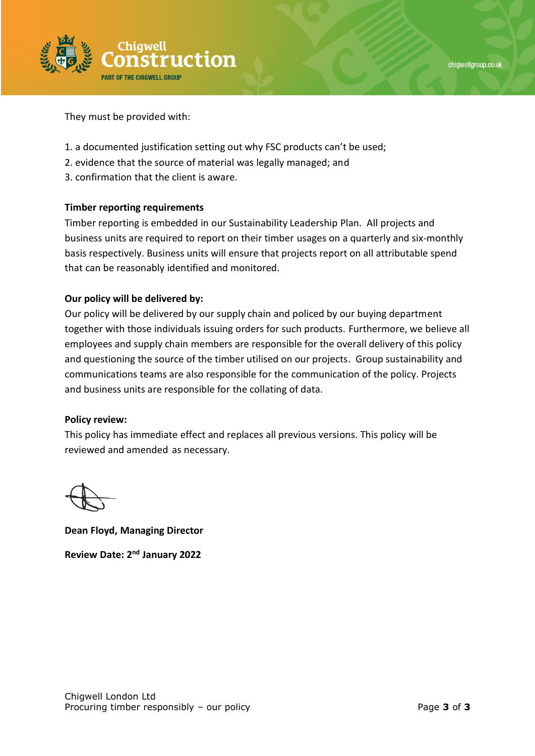They must be provided with:

1. a documented justification setting out why FSC products can't be used;
2. evidence that the source of material was legally managed; and
3. confirmation that the client is aware.

**Timber reporting requirements**

Timber reporting is embedded in our Sustainability Leadership Plan. All projects and business units are required to report on their timber usages on a quarterly and six-monthly basis respectively. Business units will ensure that projects report on all attributable spend that can be reasonably identified and monitored.

**Our policy will be delivered by:**

Our policy will be delivered by our supply chain and policed by our buying department together with those individuals issuing orders for such products. Furthermore, we believe all employees and supply chain members are responsible for the overall delivery of this policy and questioning the source of the timber utilised on our projects. Group sustainability and communications teams are also responsible for the communication of the policy. Projects and business units are responsible for the collating of data.

**Policy review:**

This policy has immediate effect and replaces all previous versions. This policy will be reviewed and amended as necessary.

**Dean Floyd, Managing Director**

**Review Date: 2nd January 2022**